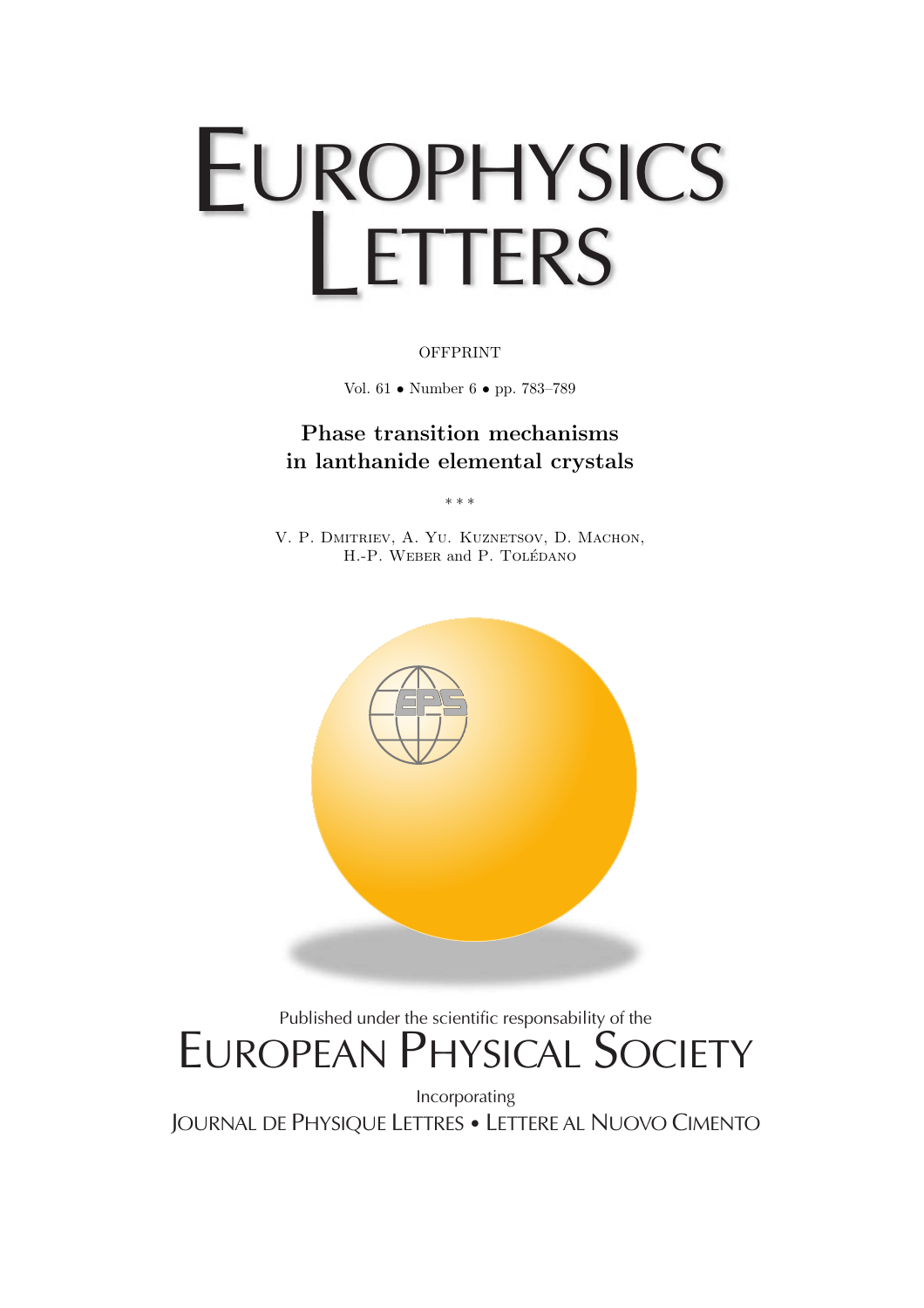# Europhysics Letters

OFFPRINT

Vol. 61 • Number 6 • pp. 783–789

## Phase transition mechanisms in lanthanide elemental crystals

\* \* \*

V. P. Dmitriev, A. Yu. Kuznetsov, D. Machon, H.-P. Weber and P. Tolédano

Published under the scientific responsability of the

European Physical Society

Incorporating

Journal de Physique Lettres • Lettere al Nuovo Cimento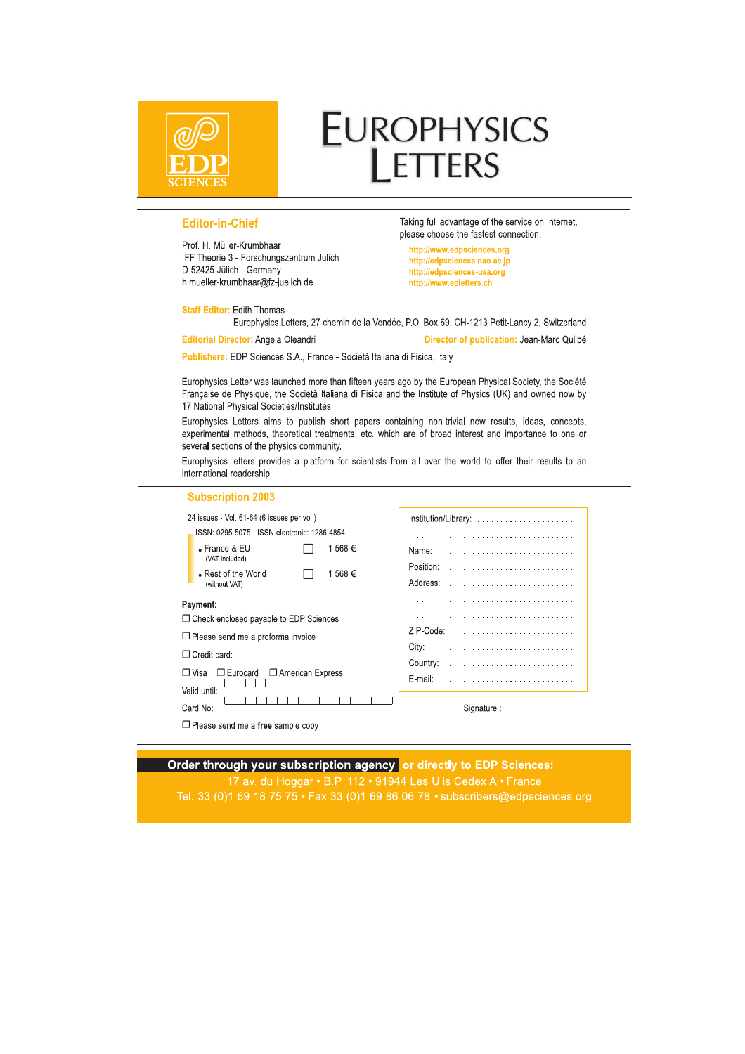EDP SCIENCES

# EUROPHYSICS LETTERS

## Editor-in-Chief

Prof. H. Müller-Krumbhaar
IFF Theorie 3 - Forschungszentrum Jülich
D-52425 Jülich - Germany
h.mueller-krumbhaar@fz-juelich.de

Taking full advantage of the service on Internet, please choose the fastest connection:

http://www.edpsciences.org
http://edpsciences.nao.ac.jp
http://edpsciences-usa.org
http://www.epletters.ch

**Staff Editor:** Edith Thomas
Europhysics Letters, 27 chemin de la Vendée, P.O. Box 69, CH-1213 Petit-Lancy 2, Switzerland

**Editorial Director:** Angela Oleandri

**Director of publication:** Jean-Marc Quilbé

**Publishers:** EDP Sciences S.A., France - Società Italiana di Fisica, Italy

Europhysics Letter was launched more than fifteen years ago by the European Physical Society, the Société Française de Physique, the Società Italiana di Fisica and the Institute of Physics (UK) and owned now by 17 National Physical Societies/Institutes.

Europhysics Letters aims to publish short papers containing non-trivial new results, ideas, concepts, experimental methods, theoretical treatments, etc. which are of broad interest and importance to one or several sections of the physics community.

Europhysics letters provides a platform for scientists from all over the world to offer their results to an international readership.

## Subscription 2003

24 issues - Vol. 61-64 (6 issues per vol.)

ISSN: 0295-5075 - ISSN electronic: 1286-4854

- France & EU (VAT included) ☐ 1 568 €
- Rest of the World (without VAT) ☐ 1 568 €

**Payment:**

☐ Check enclosed payable to EDP Sciences

☐ Please send me a proforma invoice

☐ Credit card:

☐ Visa ☐ Eurocard ☐ American Express

Valid until:

Card No:

☐ Please send me a **free** sample copy

Institution/Library: ........................

........................................

Name: ........................................

Position: ........................................

Address: ........................................

........................................

........................................

ZIP-Code: ........................................

City: ........................................

Country: ........................................

E-mail: ........................................

Signature :

**Order through your subscription agency or directly to EDP Sciences:**

17 av. du Hoggar • B.P. 112 • 91944 Les Ulis Cedex A • France

Tel. 33 (0)1 69 18 75 75 • Fax 33 (0)1 69 86 06 78 • subscribers@edpsciences.org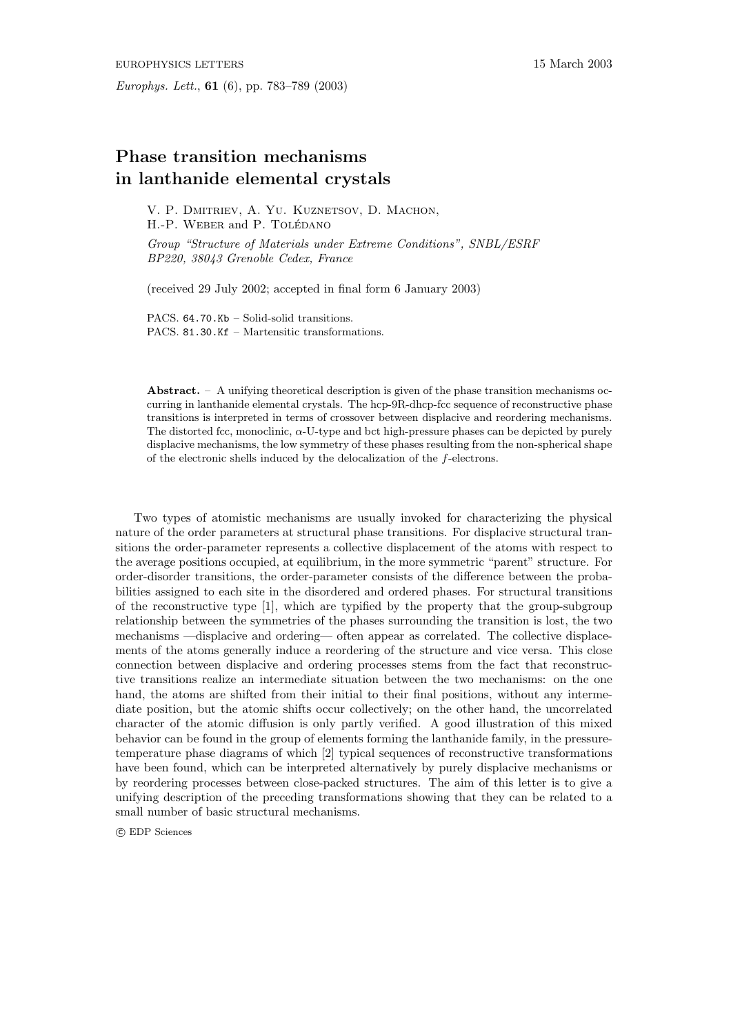# Phase transition mechanisms in lanthanide elemental crystals

V. P. Dmitriev, A. Yu. Kuznetsov, D. Machon, H.-P. Weber and P. Tolédano

*Group "Structure of Materials under Extreme Conditions", SNBL/ESRF BP220, 38043 Grenoble Cedex, France*

(received 29 July 2002; accepted in final form 6 January 2003)

PACS. 64.70.Kb – Solid-solid transitions.
PACS. 81.30.Kf – Martensitic transformations.

**Abstract.** – A unifying theoretical description is given of the phase transition mechanisms occurring in lanthanide elemental crystals. The hcp-9R-dhcp-fcc sequence of reconstructive phase transitions is interpreted in terms of crossover between displacive and reordering mechanisms. The distorted fcc, monoclinic, $\alpha$-U-type and bct high-pressure phases can be depicted by purely displacive mechanisms, the low symmetry of these phases resulting from the non-spherical shape of the electronic shells induced by the delocalization of the $f$-electrons.

Two types of atomistic mechanisms are usually invoked for characterizing the physical nature of the order parameters at structural phase transitions. For displacive structural transitions the order-parameter represents a collective displacement of the atoms with respect to the average positions occupied, at equilibrium, in the more symmetric "parent" structure. For order-disorder transitions, the order-parameter consists of the difference between the probabilities assigned to each site in the disordered and ordered phases. For structural transitions of the reconstructive type [1], which are typified by the property that the group-subgroup relationship between the symmetries of the phases surrounding the transition is lost, the two mechanisms —displacive and ordering— often appear as correlated. The collective displacements of the atoms generally induce a reordering of the structure and vice versa. This close connection between displacive and ordering processes stems from the fact that reconstructive transitions realize an intermediate situation between the two mechanisms: on the one hand, the atoms are shifted from their initial to their final positions, without any intermediate position, but the atomic shifts occur collectively; on the other hand, the uncorrelated character of the atomic diffusion is only partly verified. A good illustration of this mixed behavior can be found in the group of elements forming the lanthanide family, in the pressure-temperature phase diagrams of which [2] typical sequences of reconstructive transformations have been found, which can be interpreted alternatively by purely displacive mechanisms or by reordering processes between close-packed structures. The aim of this letter is to give a unifying description of the preceding transformations showing that they can be related to a small number of basic structural mechanisms.

© EDP Sciences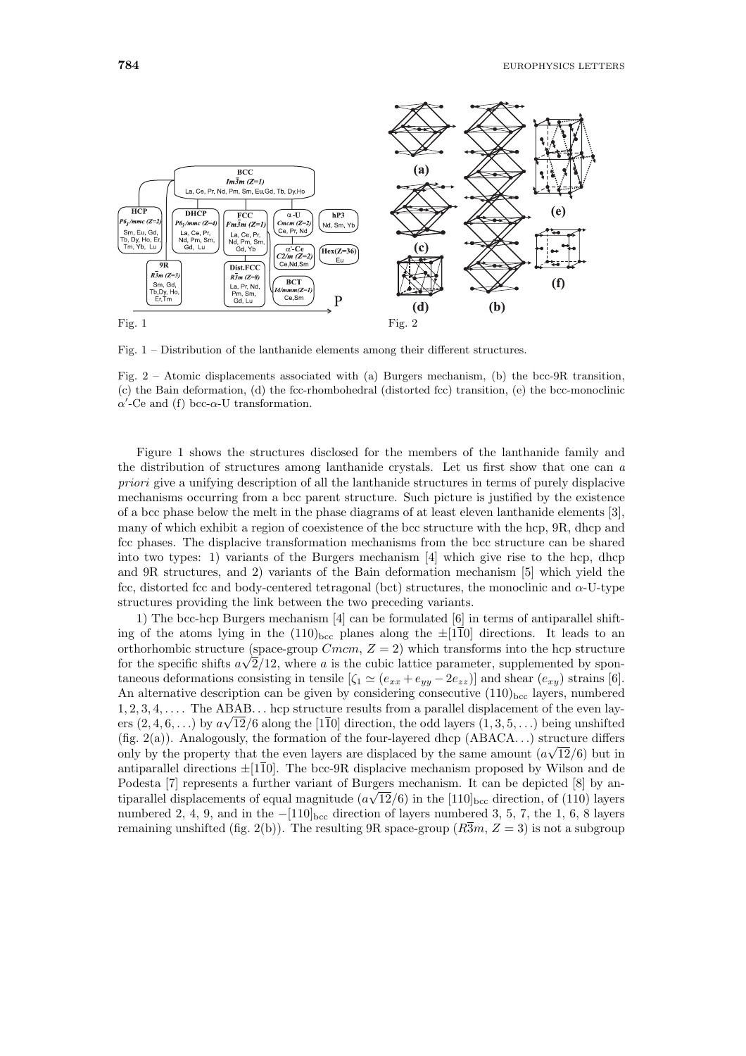Fig. 1

BCC
$Im\bar{3}m$ (Z=1)
La, Ce, Pr, Nd, Pm, Sm, Eu,Gd, Tb, Dy,Ho

HCP
$P6_3/mmc$ (Z=2)
Sm, Eu, Gd, Tb, Dy, Ho, Er, Tm, Yb, Lu

DHCP
$P6_3/mmc$ (Z=4)
La, Ce, Pr, Nd, Pm, Sm, Gd, Lu

FCC
$Fm\bar{3}m$ (Z=1)
La, Ce, Pr, Nd, Pm, Sm, Gd, Yb

α-U
Cmcm (Z=2)
Ce, Pr, Nd

hP3
Nd, Sm, Yb

9R
$R\bar{3}m$ (Z=3)
Sm, Gd, Tb,Dy, Ho, Er,Tm

Dist.FCC
$R\bar{3}m$ (Z=8)
La, Pr, Nd, Pm, Sm, Gd, Lu

α'-Ce
C2/m (Z=2)
Ce,Nd,Sm

Hex(Z=36)
Eu

BCT
I4/mmm(Z=1)
Ce,Sm

P

Fig. 2

(a) (b) (c) (d) (e) (f)

Fig. 1 – Distribution of the lanthanide elements among their different structures.

Fig. 2 – Atomic displacements associated with (a) Burgers mechanism, (b) the bcc-9R transition, (c) the Bain deformation, (d) the fcc-rhombohedral (distorted fcc) transition, (e) the bcc-monoclinic $\alpha'$-Ce and (f) bcc-$\alpha$-U transformation.

Figure 1 shows the structures disclosed for the members of the lanthanide family and the distribution of structures among lanthanide crystals. Let us first show that one can *a priori* give a unifying description of all the lanthanide structures in terms of purely displacive mechanisms occurring from a bcc parent structure. Such picture is justified by the existence of a bcc phase below the melt in the phase diagrams of at least eleven lanthanide elements [3], many of which exhibit a region of coexistence of the bcc structure with the hcp, 9R, dhcp and fcc phases. The displacive transformation mechanisms from the bcc structure can be shared into two types: 1) variants of the Burgers mechanism [4] which give rise to the hcp, dhcp and 9R structures, and 2) variants of the Bain deformation mechanism [5] which yield the fcc, distorted fcc and body-centered tetragonal (bct) structures, the monoclinic and $\alpha$-U-type structures providing the link between the two preceding variants.

1) The bcc-hcp Burgers mechanism [4] can be formulated [6] in terms of antiparallel shifting of the atoms lying in the $(110)_{\rm bcc}$ planes along the $\pm[1\bar{1}0]$ directions. It leads to an orthorhombic structure (space-group $Cmcm$, $Z = 2$) which transforms into the hcp structure for the specific shifts $a\sqrt{2}/12$, where $a$ is the cubic lattice parameter, supplemented by spontaneous deformations consisting in tensile $[\zeta_1 \simeq (e_{xx} + e_{yy} - 2e_{zz})]$ and shear $(e_{xy})$ strains [6]. An alternative description can be given by considering consecutive $(110)_{\rm bcc}$ layers, numbered $1, 2, 3, 4, \ldots$. The ABAB... hcp structure results from a parallel displacement of the even layers $(2, 4, 6, \ldots)$ by $a\sqrt{12}/6$ along the $[1\bar{1}0]$ direction, the odd layers $(1, 3, 5, \ldots)$ being unshifted (fig. 2(a)). Analogously, the formation of the four-layered dhcp (ABACA...) structure differs only by the property that the even layers are displaced by the same amount $(a\sqrt{12}/6)$ but in antiparallel directions $\pm[1\bar{1}0]$. The bcc-9R displacive mechanism proposed by Wilson and de Podesta [7] represents a further variant of Burgers mechanism. It can be depicted [8] by antiparallel displacements of equal magnitude $(a\sqrt{12}/6)$ in the $[110]_{\rm bcc}$ direction, of (110) layers numbered 2, 4, 9, and in the $-[110]_{\rm bcc}$ direction of layers numbered 3, 5, 7, the 1, 6, 8 layers remaining unshifted (fig. 2(b)). The resulting 9R space-group $(R\bar{3}m, Z = 3)$ is not a subgroup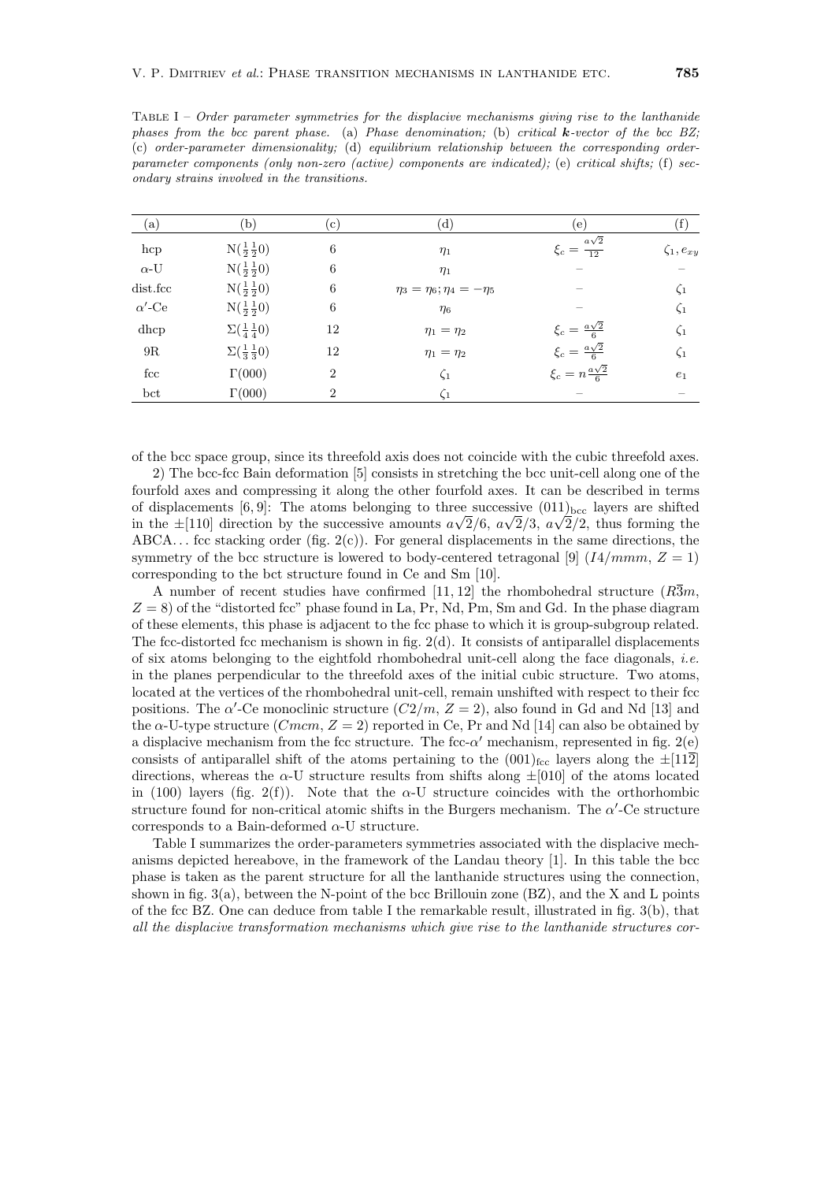Table I – *Order parameter symmetries for the displacive mechanisms giving rise to the lanthanide phases from the bcc parent phase.* (a) *Phase denomination;* (b) *critical* $\boldsymbol{k}$*-vector of the bcc BZ;* (c) *order-parameter dimensionality;* (d) *equilibrium relationship between the corresponding order-parameter components (only non-zero (active) components are indicated);* (e) *critical shifts;* (f) *secondary strains involved in the transitions.*

| (a) | (b) | (c) | (d) | (e) | (f) |
|---|---|---|---|---|---|
| hcp | $N(\frac{1}{2}\frac{1}{2}0)$ | 6 | $\eta_1$ | $\xi_c = \frac{a\sqrt{2}}{12}$ | $\zeta_1, e_{xy}$ |
| $\alpha$-U | $N(\frac{1}{2}\frac{1}{2}0)$ | 6 | $\eta_1$ | – | – |
| dist.fcc | $N(\frac{1}{2}\frac{1}{2}0)$ | 6 | $\eta_3 = \eta_6; \eta_4 = -\eta_5$ | – | $\zeta_1$ |
| $\alpha'$-Ce | $N(\frac{1}{2}\frac{1}{2}0)$ | 6 | $\eta_6$ | – | $\zeta_1$ |
| dhcp | $\Sigma(\frac{1}{4}\frac{1}{4}0)$ | 12 | $\eta_1 = \eta_2$ | $\xi_c = \frac{a\sqrt{2}}{6}$ | $\zeta_1$ |
| 9R | $\Sigma(\frac{1}{3}\frac{1}{3}0)$ | 12 | $\eta_1 = \eta_2$ | $\xi_c = \frac{a\sqrt{2}}{6}$ | $\zeta_1$ |
| fcc | $\Gamma(000)$ | 2 | $\zeta_1$ | $\xi_c = n\frac{a\sqrt{2}}{6}$ | $e_1$ |
| bct | $\Gamma(000)$ | 2 | $\zeta_1$ | – | – |

of the bcc space group, since its threefold axis does not coincide with the cubic threefold axes.

2) The bcc-fcc Bain deformation [5] consists in stretching the bcc unit-cell along one of the fourfold axes and compressing it along the other fourfold axes. It can be described in terms of displacements [6, 9]: The atoms belonging to three successive $(011)_{\rm bcc}$ layers are shifted in the $\pm[110]$ direction by the successive amounts $a\sqrt{2}/6$, $a\sqrt{2}/3$, $a\sqrt{2}/2$, thus forming the ABCA... fcc stacking order (fig. 2(c)). For general displacements in the same directions, the symmetry of the bcc structure is lowered to body-centered tetragonal [9] ($I4/mmm$, $Z = 1$) corresponding to the bct structure found in Ce and Sm [10].

A number of recent studies have confirmed [11, 12] the rhombohedral structure ($R\overline{3}m$, $Z = 8$) of the "distorted fcc" phase found in La, Pr, Nd, Pm, Sm and Gd. In the phase diagram of these elements, this phase is adjacent to the fcc phase to which it is group-subgroup related. The fcc-distorted fcc mechanism is shown in fig. 2(d). It consists of antiparallel displacements of six atoms belonging to the eightfold rhombohedral unit-cell along the face diagonals, *i.e.* in the planes perpendicular to the threefold axes of the initial cubic structure. Two atoms, located at the vertices of the rhombohedral unit-cell, remain unshifted with respect to their fcc positions. The $\alpha'$-Ce monoclinic structure ($C2/m$, $Z = 2$), also found in Gd and Nd [13] and the $\alpha$-U-type structure ($Cmcm$, $Z = 2$) reported in Ce, Pr and Nd [14] can also be obtained by a displacive mechanism from the fcc structure. The fcc-$\alpha'$ mechanism, represented in fig. 2(e) consists of antiparallel shift of the atoms pertaining to the $(001)_{\rm fcc}$ layers along the $\pm[11\overline{2}]$ directions, whereas the $\alpha$-U structure results from shifts along $\pm[010]$ of the atoms located in (100) layers (fig. 2(f)). Note that the $\alpha$-U structure coincides with the orthorhombic structure found for non-critical atomic shifts in the Burgers mechanism. The $\alpha'$-Ce structure corresponds to a Bain-deformed $\alpha$-U structure.

Table I summarizes the order-parameters symmetries associated with the displacive mechanisms depicted hereabove, in the framework of the Landau theory [1]. In this table the bcc phase is taken as the parent structure for all the lanthanide structures using the connection, shown in fig. 3(a), between the N-point of the bcc Brillouin zone (BZ), and the X and L points of the fcc BZ. One can deduce from table I the remarkable result, illustrated in fig. 3(b), that *all the displacive transformation mechanisms which give rise to the lanthanide structures cor-*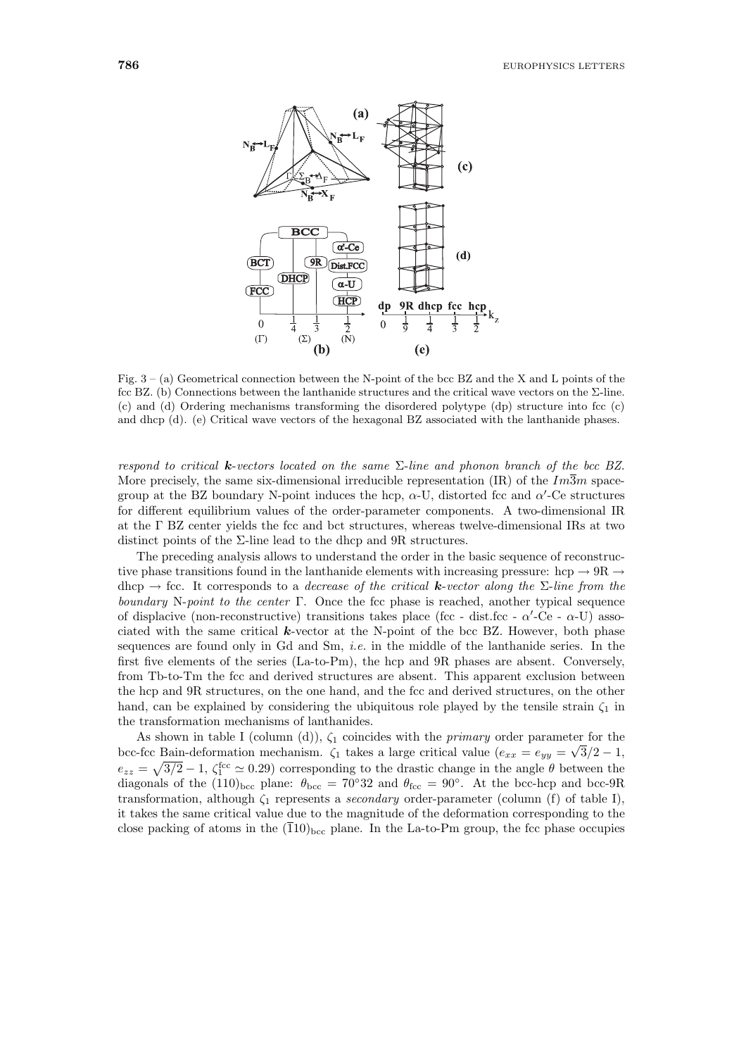N$_B$↔L$_F$

N$_B$↔L$_F$

(a)

Γ Σ$_B$↔Λ$_F$

N$_B$↔X$_F$

(c)

BCC

BCT

FCC

DHCP

9R

α′-Ce

Dist.FCC

α-U

HCP

0 (Γ)

$\frac{1}{4}$ (Σ)

$\frac{1}{3}$

$\frac{1}{2}$ (N)

(b)

(d)

dp 9R dhcp fcc hcp

0 $\frac{1}{9}$ $\frac{1}{4}$ $\frac{1}{3}$ $\frac{1}{2}$ $k_z$

(e)

Fig. 3 – (a) Geometrical connection between the N-point of the bcc BZ and the X and L points of the fcc BZ. (b) Connections between the lanthanide structures and the critical wave vectors on the Σ-line. (c) and (d) Ordering mechanisms transforming the disordered polytype (dp) structure into fcc (c) and dhcp (d). (e) Critical wave vectors of the hexagonal BZ associated with the lanthanide phases.

*respond to critical **k**-vectors located on the same Σ-line and phonon branch of the bcc BZ.* More precisely, the same six-dimensional irreducible representation (IR) of the $Im\overline{3}m$ space-group at the BZ boundary N-point induces the hcp, α-U, distorted fcc and α′-Ce structures for different equilibrium values of the order-parameter components. A two-dimensional IR at the Γ BZ center yields the fcc and bct structures, whereas twelve-dimensional IRs at two distinct points of the Σ-line lead to the dhcp and 9R structures.

The preceding analysis allows to understand the order in the basic sequence of reconstructive phase transitions found in the lanthanide elements with increasing pressure: hcp → 9R → dhcp → fcc. It corresponds to a *decrease of the critical **k**-vector along the Σ-line from the boundary* N*-point to the center* Γ. Once the fcc phase is reached, another typical sequence of displacive (non-reconstructive) transitions takes place (fcc - dist.fcc - α′-Ce - α-U) associated with the same critical **k**-vector at the N-point of the bcc BZ. However, both phase sequences are found only in Gd and Sm, *i.e.* in the middle of the lanthanide series. In the first five elements of the series (La-to-Pm), the hcp and 9R phases are absent. Conversely, from Tb-to-Tm the fcc and derived structures are absent. This apparent exclusion between the hcp and 9R structures, on the one hand, and the fcc and derived structures, on the other hand, can be explained by considering the ubiquitous role played by the tensile strain $\zeta_1$ in the transformation mechanisms of lanthanides.

As shown in table I (column (d)), $\zeta_1$ coincides with the *primary* order parameter for the bcc-fcc Bain-deformation mechanism. $\zeta_1$ takes a large critical value ($e_{xx} = e_{yy} = \sqrt{3}/2 - 1$, $e_{zz} = \sqrt{3/2} - 1$, $\zeta_1^{\rm fcc} \simeq 0.29$) corresponding to the drastic change in the angle θ between the diagonals of the $(110)_{\rm bcc}$ plane: $\theta_{\rm bcc} = 70°32$ and $\theta_{\rm fcc} = 90°$. At the bcc-hcp and bcc-9R transformation, although $\zeta_1$ represents a *secondary* order-parameter (column (f) of table I), it takes the same critical value due to the magnitude of the deformation corresponding to the close packing of atoms in the $(\overline{1}10)_{\rm bcc}$ plane. In the La-to-Pm group, the fcc phase occupies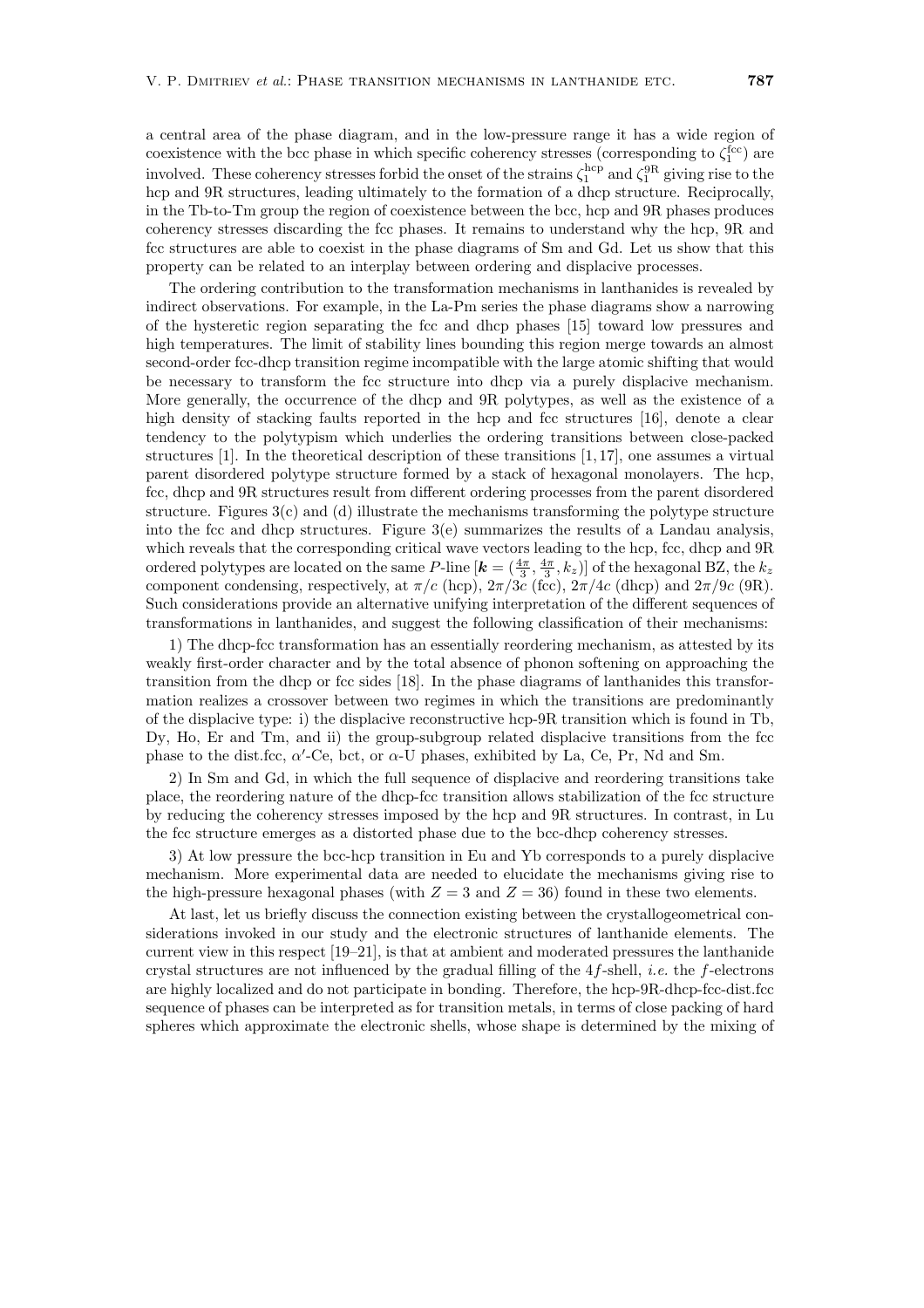a central area of the phase diagram, and in the low-pressure range it has a wide region of coexistence with the bcc phase in which specific coherency stresses (corresponding to $\zeta_1^{\rm fcc}$) are involved. These coherency stresses forbid the onset of the strains $\zeta_1^{\rm hcp}$ and $\zeta_1^{\rm 9R}$ giving rise to the hcp and 9R structures, leading ultimately to the formation of a dhcp structure. Reciprocally, in the Tb-to-Tm group the region of coexistence between the bcc, hcp and 9R phases produces coherency stresses discarding the fcc phases. It remains to understand why the hcp, 9R and fcc structures are able to coexist in the phase diagrams of Sm and Gd. Let us show that this property can be related to an interplay between ordering and displacive processes.

The ordering contribution to the transformation mechanisms in lanthanides is revealed by indirect observations. For example, in the La-Pm series the phase diagrams show a narrowing of the hysteretic region separating the fcc and dhcp phases [15] toward low pressures and high temperatures. The limit of stability lines bounding this region merge towards an almost second-order fcc-dhcp transition regime incompatible with the large atomic shifting that would be necessary to transform the fcc structure into dhcp via a purely displacive mechanism. More generally, the occurrence of the dhcp and 9R polytypes, as well as the existence of a high density of stacking faults reported in the hcp and fcc structures [16], denote a clear tendency to the polytypism which underlies the ordering transitions between close-packed structures [1]. In the theoretical description of these transitions [1, 17], one assumes a virtual parent disordered polytype structure formed by a stack of hexagonal monolayers. The hcp, fcc, dhcp and 9R structures result from different ordering processes from the parent disordered structure. Figures 3(c) and (d) illustrate the mechanisms transforming the polytype structure into the fcc and dhcp structures. Figure 3(e) summarizes the results of a Landau analysis, which reveals that the corresponding critical wave vectors leading to the hcp, fcc, dhcp and 9R ordered polytypes are located on the same $P$-line $[\boldsymbol{k} = (\frac{4\pi}{3}, \frac{4\pi}{3}, k_z)]$ of the hexagonal BZ, the $k_z$ component condensing, respectively, at $\pi/c$ (hcp), $2\pi/3c$ (fcc), $2\pi/4c$ (dhcp) and $2\pi/9c$ (9R). Such considerations provide an alternative unifying interpretation of the different sequences of transformations in lanthanides, and suggest the following classification of their mechanisms:

1) The dhcp-fcc transformation has an essentially reordering mechanism, as attested by its weakly first-order character and by the total absence of phonon softening on approaching the transition from the dhcp or fcc sides [18]. In the phase diagrams of lanthanides this transformation realizes a crossover between two regimes in which the transitions are predominantly of the displacive type: i) the displacive reconstructive hcp-9R transition which is found in Tb, Dy, Ho, Er and Tm, and ii) the group-subgroup related displacive transitions from the fcc phase to the dist.fcc, $\alpha'$-Ce, bct, or $\alpha$-U phases, exhibited by La, Ce, Pr, Nd and Sm.

2) In Sm and Gd, in which the full sequence of displacive and reordering transitions take place, the reordering nature of the dhcp-fcc transition allows stabilization of the fcc structure by reducing the coherency stresses imposed by the hcp and 9R structures. In contrast, in Lu the fcc structure emerges as a distorted phase due to the bcc-dhcp coherency stresses.

3) At low pressure the bcc-hcp transition in Eu and Yb corresponds to a purely displacive mechanism. More experimental data are needed to elucidate the mechanisms giving rise to the high-pressure hexagonal phases (with $Z = 3$ and $Z = 36$) found in these two elements.

At last, let us briefly discuss the connection existing between the crystallogeometrical considerations invoked in our study and the electronic structures of lanthanide elements. The current view in this respect [19–21], is that at ambient and moderated pressures the lanthanide crystal structures are not influenced by the gradual filling of the $4f$-shell, *i.e.* the $f$-electrons are highly localized and do not participate in bonding. Therefore, the hcp-9R-dhcp-fcc-dist.fcc sequence of phases can be interpreted as for transition metals, in terms of close packing of hard spheres which approximate the electronic shells, whose shape is determined by the mixing of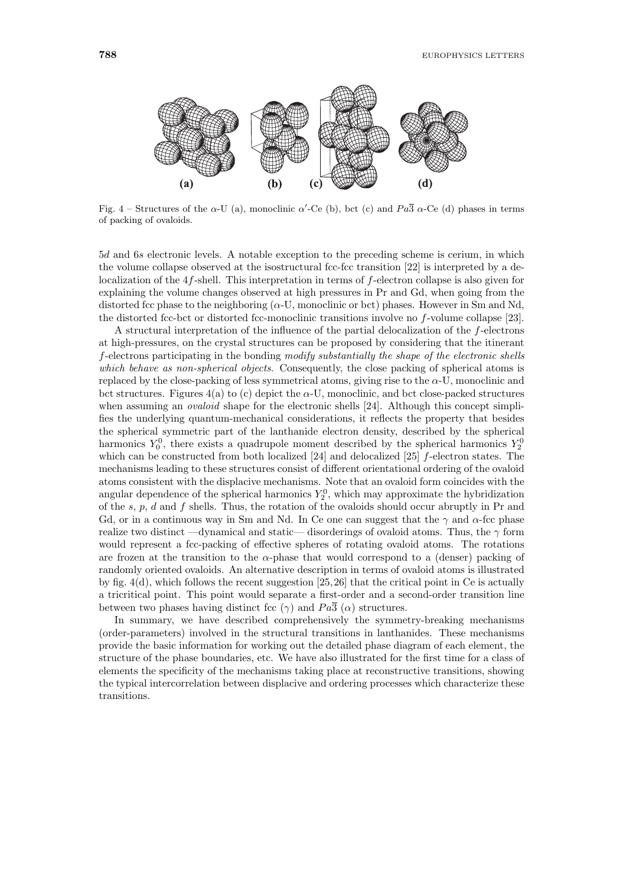Fig. 4 – Structures of the $\alpha$-U (a), monoclinic $\alpha'$-Ce (b), bct (c) and $Pa\overline{3}$ $\alpha$-Ce (d) phases in terms of packing of ovaloids.

5*d* and 6*s* electronic levels. A notable exception to the preceding scheme is cerium, in which the volume collapse observed at the isostructural fcc-fcc transition [22] is interpreted by a delocalization of the 4*f*-shell. This interpretation in terms of *f*-electron collapse is also given for explaining the volume changes observed at high pressures in Pr and Gd, when going from the distorted fcc phase to the neighboring ($\alpha$-U, monoclinic or bct) phases. However in Sm and Nd, the distorted fcc-bct or distorted fcc-monoclinic transitions involve no *f*-volume collapse [23].

A structural interpretation of the influence of the partial delocalization of the *f*-electrons at high-pressures, on the crystal structures can be proposed by considering that the itinerant *f*-electrons participating in the bonding *modify substantially the shape of the electronic shells which behave as non-spherical objects*. Consequently, the close packing of spherical atoms is replaced by the close-packing of less symmetrical atoms, giving rise to the $\alpha$-U, monoclinic and bct structures. Figures 4(a) to (c) depict the $\alpha$-U, monoclinic, and bct close-packed structures when assuming an *ovaloid* shape for the electronic shells [24]. Although this concept simplifies the underlying quantum-mechanical considerations, it reflects the property that besides the spherical symmetric part of the lanthanide electron density, described by the spherical harmonics $Y_0^0$, there exists a quadrupole moment described by the spherical harmonics $Y_2^0$ which can be constructed from both localized [24] and delocalized [25] *f*-electron states. The mechanisms leading to these structures consist of different orientational ordering of the ovaloid atoms consistent with the displacive mechanisms. Note that an ovaloid form coincides with the angular dependence of the spherical harmonics $Y_2^0$, which may approximate the hybridization of the *s*, *p*, *d* and *f* shells. Thus, the rotation of the ovaloids should occur abruptly in Pr and Gd, or in a continuous way in Sm and Nd. In Ce one can suggest that the $\gamma$ and $\alpha$-fcc phase realize two distinct —dynamical and static— disorderings of ovaloid atoms. Thus, the $\gamma$ form would represent a fcc-packing of effective spheres of rotating ovaloid atoms. The rotations are frozen at the transition to the $\alpha$-phase that would correspond to a (denser) packing of randomly oriented ovaloids. An alternative description in terms of ovaloid atoms is illustrated by fig. 4(d), which follows the recent suggestion [25,26] that the critical point in Ce is actually a tricritical point. This point would separate a first-order and a second-order transition line between two phases having distinct fcc ($\gamma$) and $Pa\overline{3}$ ($\alpha$) structures.

In summary, we have described comprehensively the symmetry-breaking mechanisms (order-parameters) involved in the structural transitions in lanthanides. These mechanisms provide the basic information for working out the detailed phase diagram of each element, the structure of the phase boundaries, etc. We have also illustrated for the first time for a class of elements the specificity of the mechanisms taking place at reconstructive transitions, showing the typical intercorrelation between displacive and ordering processes which characterize these transitions.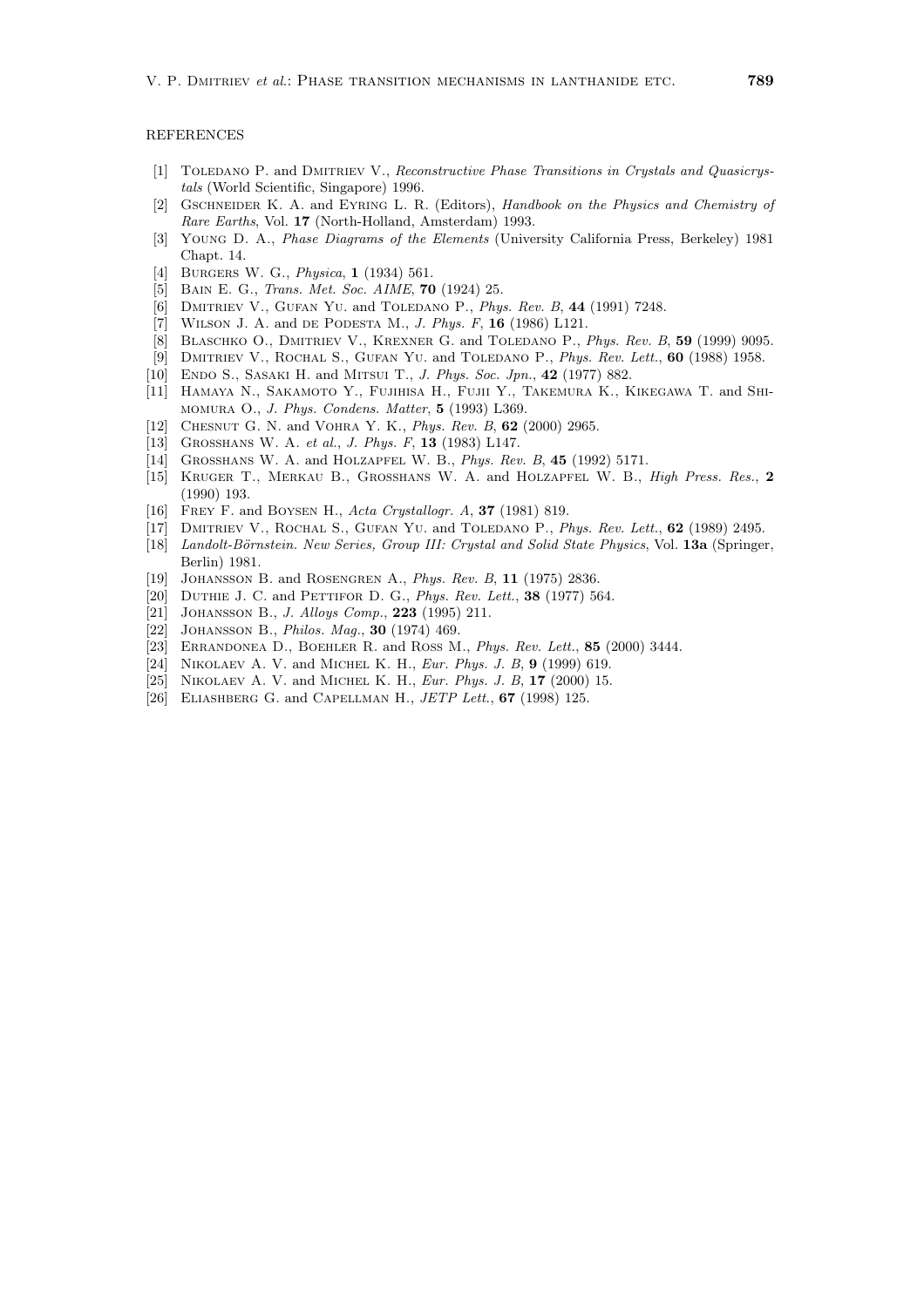## REFERENCES

[1] Toledano P. and Dmitriev V., *Reconstructive Phase Transitions in Crystals and Quasicrystals* (World Scientific, Singapore) 1996.

[2] Gschneider K. A. and Eyring L. R. (Editors), *Handbook on the Physics and Chemistry of Rare Earths*, Vol. **17** (North-Holland, Amsterdam) 1993.

[3] Young D. A., *Phase Diagrams of the Elements* (University California Press, Berkeley) 1981 Chapt. 14.

[4] Burgers W. G., *Physica*, **1** (1934) 561.

[5] Bain E. G., *Trans. Met. Soc. AIME*, **70** (1924) 25.

[6] Dmitriev V., Gufan Yu. and Toledano P., *Phys. Rev. B*, **44** (1991) 7248.

[7] Wilson J. A. and de Podesta M., *J. Phys. F*, **16** (1986) L121.

[8] Blaschko O., Dmitriev V., Krexner G. and Toledano P., *Phys. Rev. B*, **59** (1999) 9095.

[9] Dmitriev V., Rochal S., Gufan Yu. and Toledano P., *Phys. Rev. Lett.*, **60** (1988) 1958.

[10] Endo S., Sasaki H. and Mitsui T., *J. Phys. Soc. Jpn.*, **42** (1977) 882.

[11] Hamaya N., Sakamoto Y., Fujihisa H., Fujii Y., Takemura K., Kikegawa T. and Shimomura O., *J. Phys. Condens. Matter*, **5** (1993) L369.

[12] Chesnut G. N. and Vohra Y. K., *Phys. Rev. B*, **62** (2000) 2965.

[13] Grosshans W. A. *et al.*, *J. Phys. F*, **13** (1983) L147.

[14] Grosshans W. A. and Holzapfel W. B., *Phys. Rev. B*, **45** (1992) 5171.

[15] Kruger T., Merkau B., Grosshans W. A. and Holzapfel W. B., *High Press. Res.*, **2** (1990) 193.

[16] Frey F. and Boysen H., *Acta Crystallogr. A*, **37** (1981) 819.

[17] Dmitriev V., Rochal S., Gufan Yu. and Toledano P., *Phys. Rev. Lett.*, **62** (1989) 2495.

[18] *Landolt-Bőrnstein. New Series, Group III: Crystal and Solid State Physics*, Vol. **13a** (Springer, Berlin) 1981.

[19] Johansson B. and Rosengren A., *Phys. Rev. B*, **11** (1975) 2836.

[20] Duthie J. C. and Pettifor D. G., *Phys. Rev. Lett.*, **38** (1977) 564.

[21] Johansson B., *J. Alloys Comp.*, **223** (1995) 211.

[22] Johansson B., *Philos. Mag.*, **30** (1974) 469.

[23] Errandonea D., Boehler R. and Ross M., *Phys. Rev. Lett.*, **85** (2000) 3444.

[24] Nikolaev A. V. and Michel K. H., *Eur. Phys. J. B*, **9** (1999) 619.

[25] Nikolaev A. V. and Michel K. H., *Eur. Phys. J. B*, **17** (2000) 15.

[26] Eliashberg G. and Capellman H., *JETP Lett.*, **67** (1998) 125.